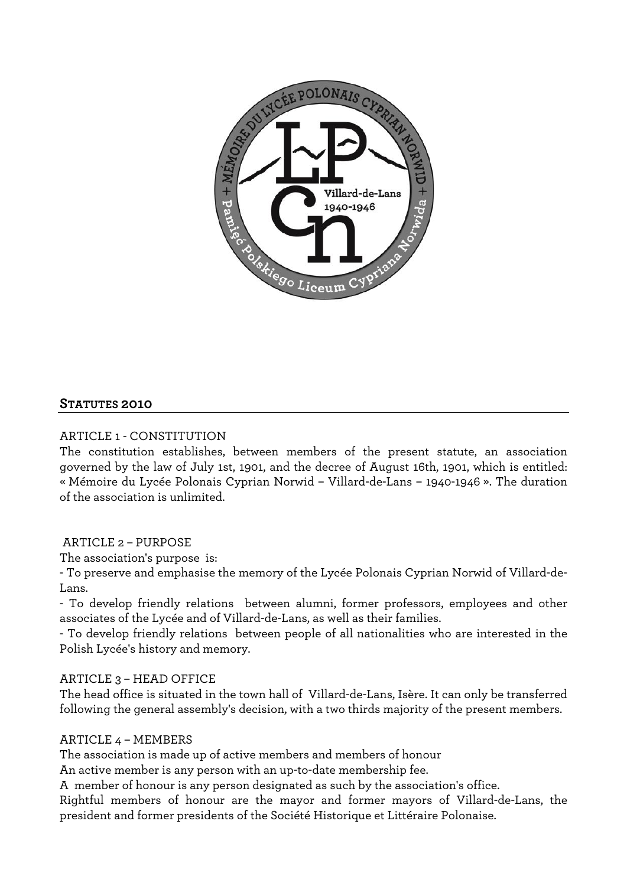## STATUTES 2010

### ARTICLE 1 - CONSTITUTION

The constitution establishes, between members of the present statute, an association governed by the law of July 1st, 1901, and the decree of August 16th, 1901, which is entitled: « Mémoire du Lycée Polonais Cyprian Norwid – Villard-de-Lans – 1940-1946 ». The duration of the association is unlimited.

### ARTICLE 2 – PURPOSE

The association's purpose is:

- To preserve and emphasise the memory of the Lycée Polonais Cyprian Norwid of Villard-de-Lans.
- To develop friendly relations between alumni, former professors, employees and other associates of the Lycée and of Villard-de-Lans, as well as their families.
- To develop friendly relations between people of all nationalities who are interested in the Polish Lycée's history and memory.

### ARTICLE 3 – HEAD OFFICE

The head office is situated in the town hall of Villard-de-Lans, Isère. It can only be transferred following the general assembly's decision, with a two thirds majority of the present members.

### ARTICLE 4 – MEMBERS

The association is made up of active members and members of honour

An active member is any person with an up-to-date membership fee.

A member of honour is any person designated as such by the association's office.

Rightful members of honour are the mayor and former mayors of Villard-de-Lans, the president and former presidents of the Société Historique et Littéraire Polonaise.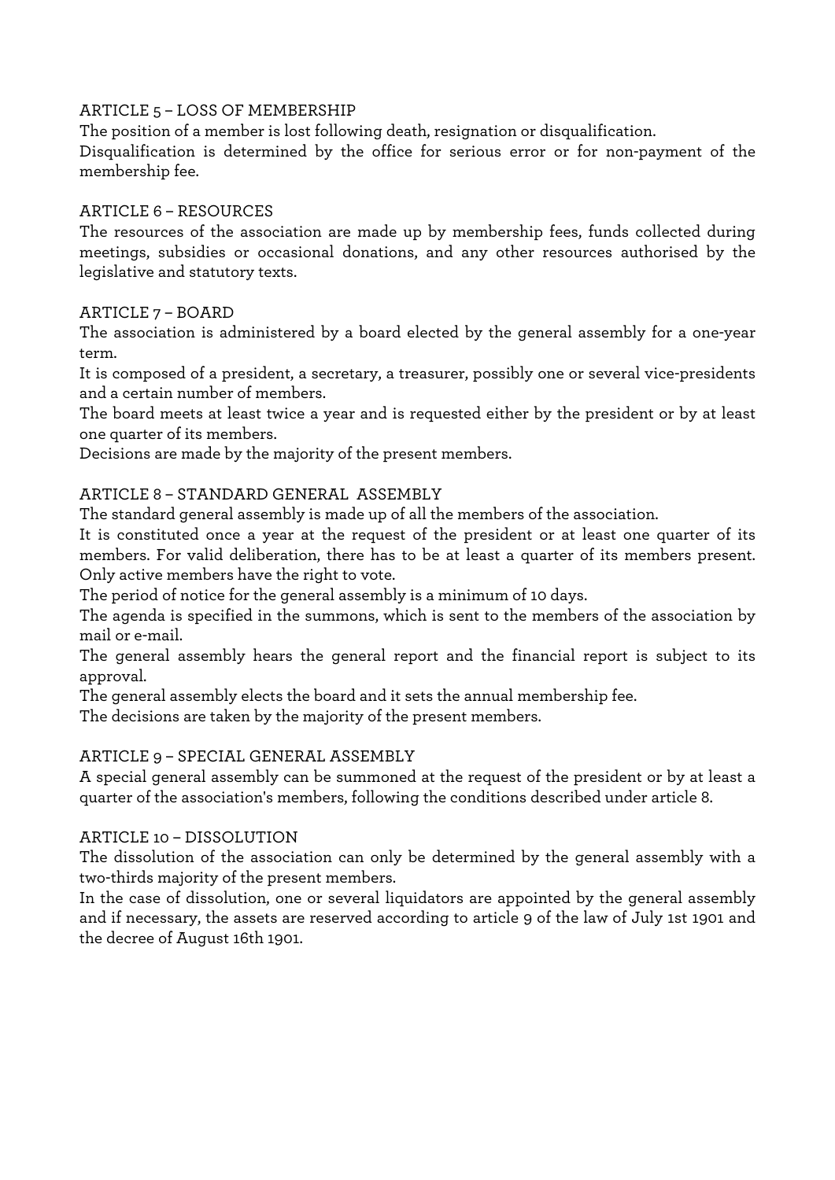## ARTICLE 5 – LOSS OF MEMBERSHIP

The position of a member is lost following death, resignation or disqualification.

Disqualification is determined by the office for serious error or for non-payment of the membership fee.

## ARTICLE 6 – RESOURCES

The resources of the association are made up by membership fees, funds collected during meetings, subsidies or occasional donations, and any other resources authorised by the legislative and statutory texts.

## ARTICLE 7 – BOARD

The association is administered by a board elected by the general assembly for a one-year term.

It is composed of a president, a secretary, a treasurer, possibly one or several vice-presidents and a certain number of members.

The board meets at least twice a year and is requested either by the president or by at least one quarter of its members.

Decisions are made by the majority of the present members.

## ARTICLE 8 – STANDARD GENERAL ASSEMBLY

The standard general assembly is made up of all the members of the association.

It is constituted once a year at the request of the president or at least one quarter of its members. For valid deliberation, there has to be at least a quarter of its members present. Only active members have the right to vote.

The period of notice for the general assembly is a minimum of 10 days.

The agenda is specified in the summons, which is sent to the members of the association by mail or e-mail.

The general assembly hears the general report and the financial report is subject to its approval.

The general assembly elects the board and it sets the annual membership fee.

The decisions are taken by the majority of the present members.

## ARTICLE 9 – SPECIAL GENERAL ASSEMBLY

A special general assembly can be summoned at the request of the president or by at least a quarter of the association's members, following the conditions described under article 8.

## ARTICLE 10 – DISSOLUTION

The dissolution of the association can only be determined by the general assembly with a two-thirds majority of the present members.

In the case of dissolution, one or several liquidators are appointed by the general assembly and if necessary, the assets are reserved according to article 9 of the law of July 1st 1901 and the decree of August 16th 1901.